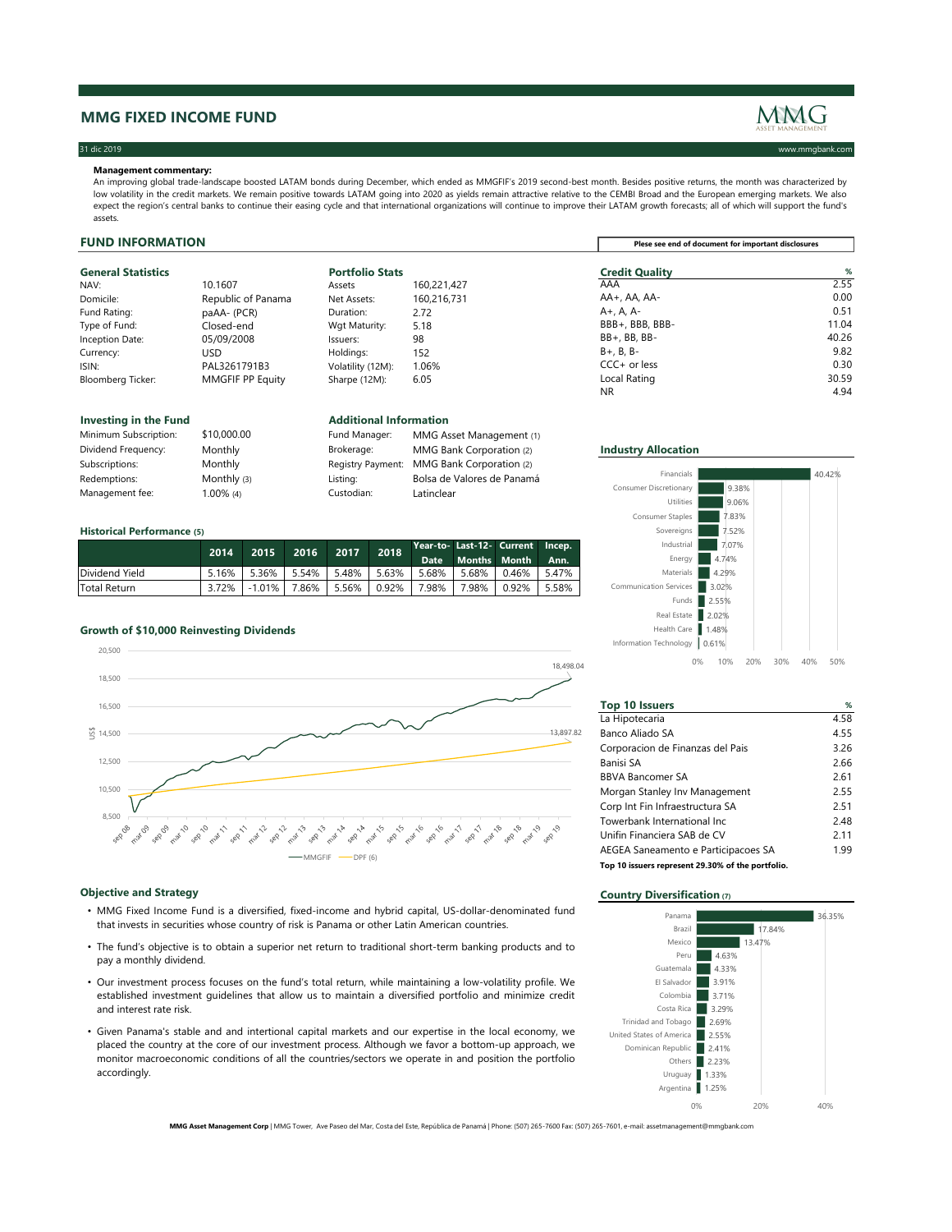# MMG FIXED INCOME FUND

31 dic 2019 | www.mmgbank.com

**Management commentary:**
An improving global trade-landscape boosted LATAM bonds during December, which ended as MMGFIF's 2019 second-best month. Besides positive returns, the month was characterized by low volatility in the credit markets. We remain positive towards LATAM going into 2020 as yields remain attractive relative to the CEMBI Broad and the European emerging markets. We also expect the region's central banks to continue their easing cycle and that international organizations will continue to improve their LATAM growth forecasts; all of which will support the fund's assets.

## FUND INFORMATION

**Plese see end of document for important disclosures**

### General Statistics

| | |
|---|---|
| NAV: | 10.1607 |
| Domicile: | Republic of Panama |
| Fund Rating: | paAA- (PCR) |
| Type of Fund: | Closed-end |
| Inception Date: | 05/09/2008 |
| Currency: | USD |
| ISIN: | PAL3261791B3 |
| Bloomberg Ticker: | MMGFIF PP Equity |

### Portfolio Stats

| | |
|---|---|
| Assets | 160,221,427 |
| Net Assets: | 160,216,731 |
| Duration: | 2.72 |
| Wgt Maturity: | 5.18 |
| Issuers: | 98 |
| Holdings: | 152 |
| Volatility (12M): | 1.06% |
| Sharpe (12M): | 6.05 |

### Credit Quality

| Credit Quality | % |
|---|---|
| AAA | 2.55 |
| AA+, AA, AA- | 0.00 |
| A+, A, A- | 0.51 |
| BBB+, BBB, BBB- | 11.04 |
| BB+, BB, BB- | 40.26 |
| B+, B, B- | 9.82 |
| CCC+ or less | 0.30 |
| Local Rating | 30.59 |
| NR | 4.94 |

### Investing in the Fund

| | |
|---|---|
| Minimum Subscription: | $10,000.00 |
| Dividend Frequency: | Monthly |
| Subscriptions: | Monthly |
| Redemptions: | Monthly (3) |
| Management fee: | 1.00% (4) |

### Additional Information

| | |
|---|---|
| Fund Manager: | MMG Asset Management (1) |
| Brokerage: | MMG Bank Corporation (2) |
| Registry Payment: | MMG Bank Corporation (2) |
| Listing: | Bolsa de Valores de Panamá |
| Custodian: | Latinclear |

### Industry Allocation

| Industry | % |
|---|---|
| Financials | 40.42% |
| Consumer Discretionary | 9.38% |
| Utilities | 9.06% |
| Consumer Staples | 7.83% |
| Sovereigns | 7.52% |
| Industrial | 7.07% |
| Energy | 4.74% |
| Materials | 4.29% |
| Communication Services | 3.02% |
| Funds | 2.55% |
| Real Estate | 2.02% |
| Health Care | 1.48% |
| Information Technology | 0.61% |

### Historical Performance (5)

| | 2014 | 2015 | 2016 | 2017 | 2018 | Year-to-Date | Last-12-Months | Current Month | Incep. Ann. |
|---|---|---|---|---|---|---|---|---|---|
| Dividend Yield | 5.16% | 5.36% | 5.54% | 5.48% | 5.63% | 5.68% | 5.68% | 0.46% | 5.47% |
| Total Return | 3.72% | -1.01% | 7.86% | 5.56% | 0.92% | 7.98% | 7.98% | 0.92% | 5.58% |

### Growth of $10,000 Reinvesting Dividends

MMGFIF: 18,498.04 — DPF (6): 13,897.82

### Top 10 Issuers

| Top 10 Issuers | % |
|---|---|
| La Hipotecaria | 4.58 |
| Banco Aliado SA | 4.55 |
| Corporacion de Finanzas del Pais | 3.26 |
| Banisi SA | 2.66 |
| BBVA Bancomer SA | 2.61 |
| Morgan Stanley Inv Management | 2.55 |
| Corp Int Fin Infraestructura SA | 2.51 |
| Towerbank International Inc | 2.48 |
| Unifin Financiera SAB de CV | 2.11 |
| AEGEA Saneamento e Participacoes SA | 1.99 |

**Top 10 issuers represent 29.30% of the portfolio.**

### Objective and Strategy

- MMG Fixed Income Fund is a diversified, fixed-income and hybrid capital, US-dollar-denominated fund that invests in securities whose country of risk is Panama or other Latin American countries.
- The fund's objective is to obtain a superior net return to traditional short-term banking products and to pay a monthly dividend.
- Our investment process focuses on the fund's total return, while maintaining a low-volatility profile. We established investment guidelines that allow us to maintain a diversified portfolio and minimize credit and interest rate risk.
- Given Panama's stable and and intertional capital markets and our expertise in the local economy, we placed the country at the core of our investment process. Although we favor a bottom-up approach, we monitor macroeconomic conditions of all the countries/sectors we operate in and position the portfolio accordingly.

### Country Diversification (7)

| Country | % |
|---|---|
| Panama | 36.35% |
| Brazil | 17.84% |
| Mexico | 13.47% |
| Peru | 4.63% |
| Guatemala | 4.33% |
| El Salvador | 3.91% |
| Colombia | 3.71% |
| Costa Rica | 3.29% |
| Trinidad and Tobago | 2.69% |
| United States of America | 2.55% |
| Dominican Republic | 2.41% |
| Others | 2.23% |
| Uruguay | 1.33% |
| Argentina | 1.25% |

**MMG Asset Management Corp** | MMG Tower, Ave Paseo del Mar, Costa del Este, República de Panamá | Phone: (507) 265-7600 Fax: (507) 265-7601, e-mail: assetmanagement@mmgbank.com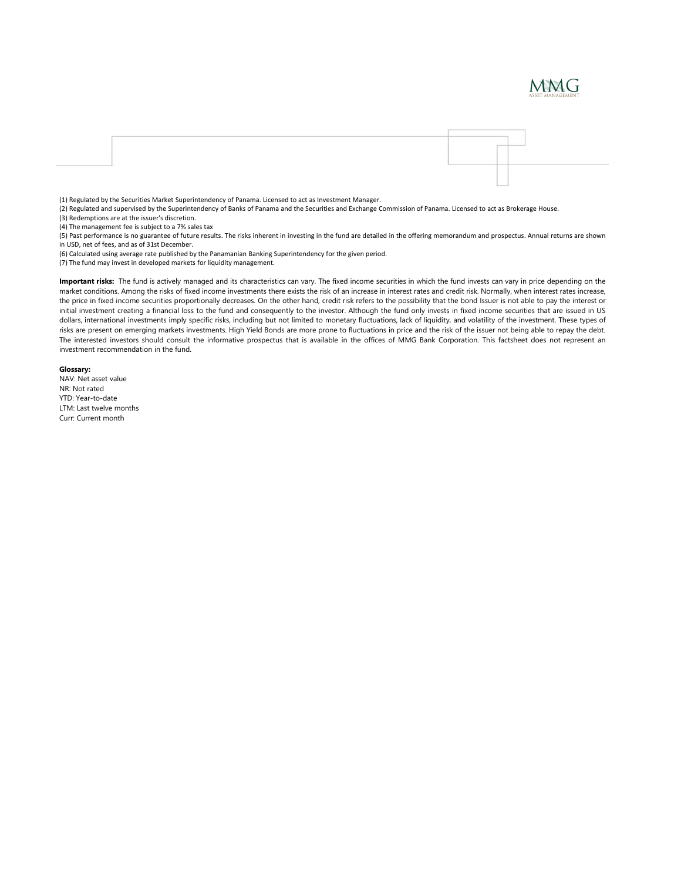(1) Regulated by the Securities Market Superintendency of Panama. Licensed to act as Investment Manager.
(2) Regulated and supervised by the Superintendency of Banks of Panama and the Securities and Exchange Commission of Panama. Licensed to act as Brokerage House.
(3) Redemptions are at the issuer's discretion.
(4) The management fee is subject to a 7% sales tax
(5) Past performance is no guarantee of future results. The risks inherent in investing in the fund are detailed in the offering memorandum and prospectus. Annual returns are shown in USD, net of fees, and as of 31st December.
(6) Calculated using average rate published by the Panamanian Banking Superintendency for the given period.
(7) The fund may invest in developed markets for liquidity management.

**Important risks:** The fund is actively managed and its characteristics can vary. The fixed income securities in which the fund invests can vary in price depending on the market conditions. Among the risks of fixed income investments there exists the risk of an increase in interest rates and credit risk. Normally, when interest rates increase, the price in fixed income securities proportionally decreases. On the other hand, credit risk refers to the possibility that the bond Issuer is not able to pay the interest or initial investment creating a financial loss to the fund and consequently to the investor. Although the fund only invests in fixed income securities that are issued in US dollars, international investments imply specific risks, including but not limited to monetary fluctuations, lack of liquidity, and volatility of the investment. These types of risks are present on emerging markets investments. High Yield Bonds are more prone to fluctuations in price and the risk of the issuer not being able to repay the debt. The interested investors should consult the informative prospectus that is available in the offices of MMG Bank Corporation. This factsheet does not represent an investment recommendation in the fund.

**Glossary:**
NAV: Net asset value
NR: Not rated
YTD: Year-to-date
LTM: Last twelve months
Curr: Current month